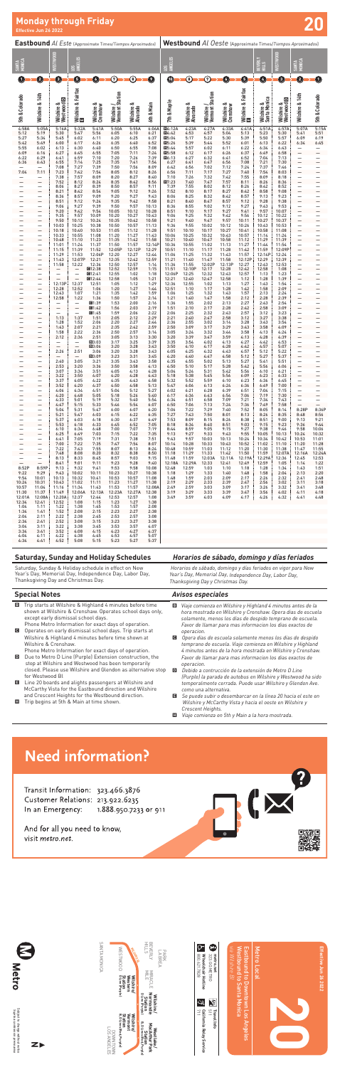# Monday through Friday

**Effective Jun 26 2022**

**20**

## Eastbound *Al Este (Approximate Times/Tiempos Aproximados)*

| Santa Monica: 5th & Colorado (1) | Wilshire & 14th (2) | Westwood: Wilshire & Westwood (3) | Wilshire & Fairfax (4) | Wilshire & Crenshaw (5) | Wilshire / Vermont Station (6) | Wilshire & Alvarado (7) | Los Angeles: 4th & Main (8) |
|---|---|---|---|---|---|---|---|
| 4:58A | 5:05A | 5:16A | 5:32A | 5:41A | 5:50A | 5:55A | 6:06A |
| 5:12 | 5:19 | 5:30 | 5:47 | 5:56 | 6:05 | 6:10 | 6:21 |
| 5:27 | 5:34 | 5:45 | 6:02 | 6:11 | 6:20 | 6:25 | 6:37 |
| 5:42 | 5:49 | 6:00 | 6:17 | 6:26 | 6:35 | 6:40 | 6:52 |
| 5:55 | 6:02 | 6:13 | 6:30 | 6:40 | 6:50 | 6:55 | 7:08 |
| 6:09 | 6:16 | 6:27 | 6:45 | 6:55 | 7:05 | 7:11 | 7:24 |
| 6:22 | 6:29 | 6:41 | 6:59 | 7:10 | 7:20 | 7:26 | 7:39 |
| 6:36 | 6:43 | 6:55 | 7:14 | 7:25 | 7:35 | 7:41 | 7:54 |
| — | — | 7:08 | 7:27 | 7:39 | 7:50 | 7:56 | 8:09 |
| 7:04 | 7:11 | 7:23 | 7:42 | 7:54 | 8:05 | 8:12 | 8:26 |
| — | — | 7:38 | 7:57 | 8:09 | 8:20 | 8:27 | 8:40 |
| — | — | 7:52 | 8:12 | 8:24 | 8:35 | 8:42 | 8:56 |
| — | — | 8:06 | 8:27 | 8:39 | 8:50 | 8:57 | 9:11 |
| — | — | 8:21 | 8:42 | 8:54 | 9:05 | 9:12 | 9:26 |
| — | — | 8:36 | 8:57 | 9:09 | 9:20 | 9:27 | 9:43 |
| — | — | 8:51 | 9:12 | 9:24 | 9:35 | 9:42 | 9:58 |
| — | — | 9:06 | 9:27 | 9:39 | 9:50 | 9:57 | 10:13 |
| — | — | 9:20 | 9:42 | 9:56 | 10:05 | 10:12 | 10:28 |
| — | — | 9:35 | 9:57 | 10:09 | 10:20 | 10:27 | 10:43 |
| — | — | 9:50 | 10:12 | 10:24 | 10:35 | 10:42 | 10:58 |
| — | — | 10:03 | 10:25 | 10:38 | 10:50 | 10:57 | 11:13 |
| — | — | 10:18 | 10:40 | 10:53 | 11:05 | 11:12 | 11:28 |
| — | — | 10:33 | 10:55 | 11:08 | 11:20 | 11:27 | 11:43 |
| — | — | 10:48 | 11:10 | 11:23 | 11:35 | 11:42 | 11:58 |
| — | — | 11:01 | 11:24 | 11:37 | 11:50 | 11:57 | 12:14P |
| — | — | 11:15 | 11:39 | 11:52 | 12:05P | 12:12P | 12:29 |
| — | — | 11:29 | 11:53 | 12:06P | 12:20 | 12:27 | 12:44 |
| — | — | 11:43 | 12:07P | 12:21 | 12:35 | 12:42 | 12:59 |
| — | — | 11:58 | 12:22 | 12:36 | 12:50 | 12:57 | 1:14 |
| — | — | — | — | C12:38 | 12:52 | 12:59 | 1:15 |
| — | — | — | — | C12:41 | 12:55 | 1:02 | 1:18 |
| — | — | 12:13P | 12:37 | 12:51 | 1:05 | 1:12 | 1:29 |
| — | — | 12:28 | 12:52 | 1:06 | 1:20 | 1:27 | 1:44 |
| — | — | 12:43 | 1:07 | 1:21 | 1:35 | 1:42 | 1:59 |
| — | — | 12:58 | 1:22 | 1:36 | 1:50 | 1:57 | 2:14 |
| — | — | — | — | C1:39 | 1:53 | 2:00 | 2:16 |
| — | — | — | — | C1:42 | 1:56 | 2:03 | 2:19 |
| — | — | — | — | C1:45 | 1:59 | 2:06 | 2:22 |
| — | — | 1:13 | 1:37 | 1:51 | 2:05 | 2:12 | 2:29 |
| — | — | 1:28 | 1:52 | 2:06 | 2:20 | 2:27 | 2:44 |
| — | — | 1:43 | 2:07 | 2:21 | 2:35 | 2:42 | 2:59 |
| — | — | 1:58 | 2:22 | 2:36 | 2:50 | 2:57 | 3:14 |
| — | — | 2:12 | 2:36 | 2:51 | 3:05 | 3:13 | 3:30 |
| — | — | — | — | B3:03 | 3:17 | 3:25 | 3:39 |
| — | — | — | — | B3:06 | 3:20 | 3:28 | 3:43 |
| — | — | 2:26 | 2:51 | 3:06 | 3:20 | 3:28 | 3:43 |
| — | — | — | — | B3:09 | 3:23 | 3:31 | 3:45 |
| — | — | 2:40 | 3:05 | 3:21 | 3:35 | 3:43 | 3:58 |
| — | — | 2:53 | 3:20 | 3:36 | 3:50 | 3:58 | 4:13 |
| — | — | 3:07 | 3:36 | 3:51 | 4:05 | 4:13 | 4:28 |
| — | — | 3:22 | 3:50 | 4:07 | 4:20 | 4:28 | 4:43 |
| — | — | 3:37 | 4:05 | 4:22 | 4:35 | 4:43 | 4:58 |
| — | — | 3:52 | 4:20 | 4:37 | 4:50 | 4:58 | 5:13 |
| — | — | 4:06 | 4:34 | 4:51 | 5:04 | 5:12 | 5:27 |
| — | — | 4:20 | 4:48 | 5:05 | 5:18 | 5:26 | 5:40 |
| — | — | 4:33 | 5:01 | 5:19 | 5:32 | 5:40 | 5:54 |
| — | — | 4:47 | 5:15 | 5:33 | 5:46 | 5:54 | 6:07 |
| — | — | 5:04 | 5:31 | 5:47 | 6:00 | 6:07 | 6:20 |
| — | — | 5:21 | 5:47 | 6:03 | 6:15 | 6:22 | 6:35 |
| — | — | 5:37 | 6:03 | 6:18 | 6:30 | 6:37 | 6:49 |
| — | — | 5:53 | 6:18 | 6:33 | 6:45 | 6:52 | 7:05 |
| — | — | 6:10 | 6:34 | 6:48 | 7:00 | 7:07 | 7:19 |
| — | — | 6:25 | 6:49 | 7:03 | 7:15 | 7:22 | 7:35 |
| — | — | 6:41 | 7:05 | 7:19 | 7:31 | 7:38 | 7:51 |
| — | — | 7:00 | 7:22 | 7:35 | 7:47 | 7:54 | 8:07 |
| — | — | 7:22 | 7:43 | 7:55 | 8:07 | 8:13 | 8:26 |
| — | — | 7:48 | 8:08 | 8:20 | 8:32 | 8:38 | 8:50 |
| — | — | 8:17 | 8:37 | 8:49 | 9:01 | 9:07 | 9:19 |
| — | — | 8:41 | 9:01 | 9:11 | 9:23 | 9:28 | 9:40 |
| 8:52P | 8:59P | 9:10 | 9:32 | 9:41 | 9:53 | 9:58 | 10:08 |
| 9:22 | 9:29 | 9:40 | 10:02 | 10:11 | 10:23 | 10:27 | 10:38 |
| 9:54 | 10:01 | 10:13 | 10:32 | 10:41 | 10:53 | 10:57 | 11:08 |
| 10:24 | 10:31 | 10:43 | 11:02 | 11:11 | 11:23 | 11:27 | 11:38 |
| 10:57 | 11:04 | 11:16 | 11:34 | 11:43 | 11:53 | 11:57 | 12:08A |
| 11:30 | 11:37 | 11:49 | 12:06A | 12:14A | 12:23A | 12:27A | 12:38 |
| 12:01A | 12:08A | 12:20A | 12:37 | 12:44 | 12:53 | 12:57 | 1:08 |
| 12:34 | 12:41 | 12:52 | 1:08 | 1:15 | 1:23 | 1:27 | 1:38 |
| 1:04 | 1:11 | 1:22 | 1:38 | 1:45 | 1:53 | 1:57 | 2:08 |
| 1:34 | 1:41 | 1:52 | 2:08 | 2:15 | 2:23 | 2:27 | 2:38 |
| 2:04 | 2:11 | 2:22 | 2:38 | 2:45 | 2:53 | 2:57 | 3:08 |
| 2:34 | 2:41 | 2:52 | 3:08 | 3:15 | 3:23 | 3:27 | 3:38 |
| 3:04 | 3:11 | 3:22 | 3:38 | 3:45 | 3:53 | 3:57 | 4:07 |
| 3:34 | 3:41 | 3:52 | 4:08 | 4:15 | 4:23 | 4:27 | 4:37 |
| 4:04 | 4:11 | 4:22 | 4:38 | 4:45 | 4:53 | 4:57 | 5:07 |
| 4:34 | 4:41 | 4:52 | 5:08 | 5:15 | 5:23 | 5:27 | 5:37 |

## Westbound *Al Oeste (Approximate Times/Tiempos Aproximados)*

| Los Angeles: 9th & Maple (8) | Wilshire & Alvarado (7) | Wilshire / Vermont Station (6) | Wilshire & Crenshaw (5) | Wilshire & Fairfax (4) | Beverly Hills: Wilshire & Santa Monica | Westwood: Wilshire & Westwood (3) | Wilshire & 14th (2) | Santa Monica: 5th & Colorado (1) |
|---|---|---|---|---|---|---|---|---|
| E4:12A | 4:23A | 4:27A | 4:33A | 4:43A | 4:51A | 4:57A | 5:07A | 5:15A |
| E4:42 | 4:53 | 4:57 | 5:06 | 5:13 | 5:23 | 5:30 | 5:41 | 5:51 |
| E5:04 | 5:17 | 5:22 | 5:30 | 5:39 | 5:50 | 5:57 | 6:09 | 6:19 |
| E5:26 | 5:39 | 5:44 | 5:52 | 6:01 | 6:13 | 6:22 | 6:36 | 6:45 |
| E5:44 | 5:57 | 6:02 | 6:11 | 6:20 | 6:34 | 6:43 | — | — |
| E5:58 | 6:12 | 6:17 | 6:26 | 6:37 | 6:49 | 6:58 | — | — |
| E6:13 | 6:27 | 6:32 | 6:41 | 6:52 | 7:04 | 7:13 | — | — |
| 6:28 | 6:42 | 6:47 | 6:56 | 7:07 | 7:19 | 7:28 | — | — |
| 6:42 | 6:56 | 7:02 | 7:12 | 7:24 | 7:37 | 7:46 | — | — |
| 6:56 | 7:11 | 7:17 | 7:27 | 7:40 | 7:54 | 8:03 | — | — |
| 7:10 | 7:26 | 7:32 | 7:42 | 7:55 | 8:09 | 8:18 | — | — |
| E7:23 | 7:40 | 7:47 | 7:57 | 8:11 | 8:26 | 8:36 | — | — |
| 7:39 | 7:55 | 8:02 | 8:12 | 8:26 | 8:42 | 8:52 | — | — |
| 7:52 | 8:10 | 8:17 | 8:27 | 8:42 | 8:58 | 9:08 | — | — |
| 8:06 | 8:25 | 8:32 | 8:42 | 8:57 | 9:13 | 9:23 | — | — |
| 8:21 | 8:40 | 8:47 | 8:57 | 9:12 | 9:28 | 9:38 | — | — |
| 8:36 | 8:55 | 9:02 | 9:12 | 9:27 | 9:43 | 9:53 | — | — |
| 8:51 | 9:10 | 9:17 | 9:27 | 9:41 | 9:57 | 10:07 | — | — |
| 9:06 | 9:25 | 9:32 | 9:42 | 9:56 | 10:12 | 10:22 | — | — |
| 9:21 | 9:40 | 9:47 | 9:57 | 10:11 | 10:27 | 10:37 | — | — |
| 9:36 | 9:55 | 10:02 | 10:12 | 10:26 | 10:43 | 10:53 | — | — |
| 9:51 | 10:10 | 10:17 | 10:27 | 10:41 | 10:58 | 11:08 | — | — |
| 10:06 | 10:25 | 10:32 | 10:43 | 10:57 | 11:14 | 11:24 | — | — |
| 10:21 | 10:40 | 10:47 | 10:58 | 11:12 | 11:29 | 11:39 | — | — |
| 10:36 | 10:55 | 11:02 | 11:13 | 11:27 | 11:44 | 11:54 | — | — |
| 10:51 | 11:10 | 11:17 | 11:28 | 11:42 | 11:59 | 12:09P | — | — |
| 11:06 | 11:25 | 11:32 | 11:43 | 11:57 | 12:14P | 12:24 | — | — |
| 11:21 | 11:40 | 11:47 | 11:58 | 12:12P | 12:29 | 12:39 | — | — |
| 11:36 | 11:55 | 12:02P | 12:13P | 12:27 | 12:43 | 12:53 | — | — |
| 11:51 | 12:10P | 12:17 | 12:28 | 12:42 | 12:58 | 1:08 | — | — |
| 12:06P | 12:25 | 12:32 | 12:43 | 12:57 | 1:13 | 1:23 | — | — |
| 12:21 | 12:40 | 12:47 | 12:58 | 1:12 | 1:28 | 1:38 | — | — |
| 12:36 | 12:55 | 1:02 | 1:13 | 1:28 | 1:44 | 1:54 | — | — |
| 12:51 | 1:10 | 1:17 | 1:28 | 1:42 | 1:58 | 2:09 | — | — |
| 1:06 | 1:25 | 1:32 | 1:43 | 1:57 | 2:13 | 2:24 | — | — |
| 1:21 | 1:40 | 1:47 | 1:58 | 2:12 | 2:28 | 2:39 | — | — |
| 1:36 | 1:55 | 2:02 | 2:13 | 2:27 | 2:43 | 2:54 | — | — |
| 1:51 | 2:10 | 2:17 | 2:28 | 2:42 | 2:58 | 3:09 | — | — |
| 2:06 | 2:25 | 2:32 | 2:43 | 2:57 | 3:12 | 3:23 | — | — |
| 2:21 | 2:40 | 2:47 | 2:58 | 3:12 | 3:28 | 3:38 | — | — |
| 2:36 | 2:55 | 3:02 | 3:14 | 3:28 | 3:43 | 3:54 | — | — |
| 2:50 | 3:09 | 3:17 | 3:29 | 3:43 | 3:58 | 4:09 | — | — |
| 3:05 | 3:24 | 3:32 | 3:44 | 3:58 | 4:13 | 4:24 | — | — |
| 3:20 | 3:39 | 3:47 | 3:59 | 4:13 | 4:28 | 4:39 | — | — |
| 3:35 | 3:54 | 4:02 | 4:13 | 4:27 | 4:42 | 4:53 | — | — |
| 3:50 | 4:10 | 4:17 | 4:28 | 4:42 | 4:57 | 5:07 | — | — |
| 4:05 | 4:25 | 4:32 | 4:43 | 4:57 | 5:12 | 5:22 | — | — |
| 4:20 | 4:40 | 4:47 | 4:58 | 5:12 | 5:27 | 5:37 | — | — |
| 4:35 | 4:55 | 5:02 | 5:13 | 5:27 | 5:41 | 5:51 | — | — |
| 4:50 | 5:10 | 5:17 | 5:28 | 5:42 | 5:56 | 6:06 | — | — |
| 5:04 | 5:24 | 5:31 | 5:42 | 5:56 | 6:10 | 6:21 | — | — |
| 5:18 | 5:38 | 5:45 | 5:56 | 6:09 | 6:23 | 6:33 | — | — |
| 5:32 | 5:52 | 5:59 | 6:10 | 6:23 | 6:36 | 6:45 | — | — |
| 5:47 | 6:06 | 6:13 | 6:24 | 6:36 | 6:49 | 7:00 | — | — |
| 6:02 | 6:21 | 6:28 | 6:39 | 6:51 | 7:04 | 7:15 | — | — |
| 6:17 | 6:36 | 6:43 | 6:54 | 7:06 | 7:19 | 7:30 | — | — |
| 6:34 | 6:51 | 6:58 | 7:09 | 7:21 | 7:34 | 7:43 | — | — |
| 6:50 | 7:06 | 7:13 | 7:24 | 7:36 | 7:49 | 7:58 | — | — |
| 7:06 | 7:22 | 7:29 | 7:40 | 7:52 | 8:05 | 8:14 | 8:28P | 8:36P |
| 7:27 | 7:43 | 7:50 | 8:01 | 8:13 | 8:26 | 8:35 | 8:48 | 8:56 |
| 7:53 | 8:09 | 8:15 | 8:26 | 8:38 | 8:51 | 9:00 | 9:13 | 9:21 |
| 8:18 | 8:34 | 8:40 | 8:51 | 9:03 | 9:15 | 9:23 | 9:36 | 9:44 |
| 8:44 | 8:59 | 9:05 | 9:15 | 9:27 | 9:38 | 9:46 | 9:58 | 10:06 |
| 9:13 | 9:27 | 9:33 | 9:43 | 9:55 | 10:05 | 10:13 | 10:24 | 10:32 |
| 9:43 | 9:57 | 10:03 | 10:13 | 10:24 | 10:34 | 10:42 | 10:53 | 11:01 |
| 10:14 | 10:28 | 10:33 | 10:43 | 10:52 | 11:02 | 11:10 | 11:20 | 11:28 |
| 10:48 | 10:59 | 11:03 | 11:12 | 11:20 | 11:30 | 11:38 | 11:47 | 11:55 |
| 11:18 | 11:29 | 11:33 | 11:42 | 11:50 | 11:59 | 12:07A | 12:16A | 12:24A |
| 11:51 | 12:02A | 12:06A | 12:14A | 12:21A | 12:30 | 12:37 | 12:45 | 12:53 |
| 12:18A | 12:29 | 12:33 | 12:41 | 12:49 | 12:59 | 1:05 | 1:14 | 1:22 |
| 12:48 | 12:59 | 1:03 | 1:10 | 1:18 | 1:26 | 1:33 | 1:43 | 1:51 |
| 1:18 | 1:29 | 1:33 | 1:40 | 1:48 | 1:58 | 2:04 | 2:13 | 2:20 |
| 1:48 | 1:59 | 2:03 | 2:09 | 2:17 | 2:26 | 2:33 | 2:41 | 2:48 |
| 2:19 | 2:29 | 2:33 | 2:39 | 2:47 | 2:56 | 3:02 | 3:11 | 3:18 |
| 2:49 | 2:59 | 3:03 | 3:09 | 3:17 | 3:26 | 3:32 | 3:41 | 3:48 |
| 3:19 | 3:29 | 3:33 | 3:39 | 3:47 | 3:56 | 4:02 | 4:11 | 4:18 |
| 3:49 | 3:59 | 4:03 | 4:09 | 4:17 | 4:26 | 4:32 | 4:41 | 4:48 |

## Saturday, Sunday and Holiday Schedules

Saturday, Sunday & Holiday schedule in effect on New Year's Day, Memorial Day, Independence Day, Labor Day, Thanksgiving Day and Christmas Day.

## *Horarios de sábado, domingo y días feriados*

*Horarios de sábado, domingo y días feriados en vigor para New Year's Day, Memorial Day, Independence Day, Labor Day, Thanksgiving Day y Christmas Day.*

## Special Notes

- **B** Trip starts at Wilshire & Highland 4 minutes before time shown at Wilshire & Crenshaw. Operates school days only, except early dismissal school days. Phone Metro Information for exact days of operation.
- **C** Operates on early dismissal school days. Trip starts at Wilshire & Highland 4 minutes before time shown at Wilshire & Crenshaw. Phone Metro Information for exact days of operation.
- **D** Due to Metro D Line (Purple) Extension construction, the stop at Wilshire and Westwood has been temporarily closed. Please use Wilshire and Glendon as alternative stop for Westwood Bl.
- **E** Line 20 boards and alights passengers at Wilshire and McCarthy Vista for the Eastbound direction and Wilshire and Crescent Heights for the Westbound direction.
- **H** Trip begins at 5th & Main at time shown.

## *Avisos especiales*

- **B** *Viaje comienza en Wilshire y Highland 4 minutos antes de la hora mostrada en Wilshire y Crenshaw. Opera días de escuela solamente, menos los días de despido temprano de escuela. Favor de llamar para mas informacion los días exactos de operacion.*
- **C** *Opera días de escuela solamente menos los días de despido temprano de escuela. Viaje comienza en Wilshire y Highland 4 minutos antes de la hora mostrada en Wilshire y Crenshaw. Favor de llamar para mas informacion los días exactos de operacion.*
- **D** *Debido a contrucción de la extensión de Metro D Line (Purple) la parada de autobus en Wilshire y Westwood ha sido temporalmente cerrada. Puede usar Wilshire y Glendon Ave. como una alternativa.*
- **E** *Se puede subir o desembarcar en la línea 20 hacia el este en Wilshire y McCarthy Vista y hacia el oeste en Wilshire y Crescent Heights.*
- **H** *Viaje comienza en 5th y Main a la hora mostrada.*

# Need information?

Transit Information: 323.466.3876
Customer Relations: 213.922.6235
In an Emergency: 1.888.950.7233 or 911

And for all you need to know, visit *metro.net*.

---

**Metro Local**

**Eastbound to Downtown Los Angeles**
**Westbound to Santa Monica**
*via Wilshire Bl*

**20**

Effective Jun 26 2022

Travel info: 323.GO.METRO
511
Travel info
California Relay Service 711

SANTA MONICA · WESTWOOD · BEVERLY HILLS · MIRACLE MILE · PARK LA BREA · DOWNTOWN LOS ANGELES

Wilshire / Western Station (D Line (Purple)) · Wilshire / Vermont Station (B Line (Red), D Line (Purple)) · Westlake / MacArthur Park Station (B Line (Red), D Line (Purple))

Metro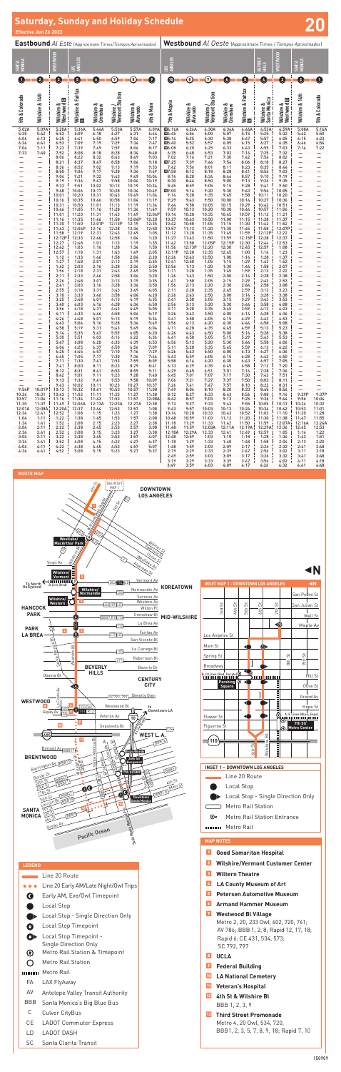# Saturday, Sunday and Holiday Schedule

**Effective Jun 26 2022**

**20**

## Eastbound *Al Este (Approximate Times/Tiempos Aproximados)*

| SANTA MONICA | | WESTWOOD | LOS ANGELES | | | | |
|---|---|---|---|---|---|---|---|
| 1 | 2 | 3 | 5 | 6 | 7 | 8 | 9 |
| 5th & Colorado | Wilshire & 14th | Wilshire & Westwood | Wilshire & Fairfax | Wilshire & Crenshaw | Wilshire / Vermont Station | Wilshire & Alvarado | 4th & Main |
| 5:02A | 5:09A | 5:20A | 5:36A | 5:44A | 5:53A | 5:57A | 6:09A |
| 5:35 | 5:42 | 5:53 | 6:09 | 6:18 | 6:27 | 6:31 | 6:46 |
| 6:06 | 6:13 | 6:25 | 6:41 | 6:50 | 6:59 | 7:04 | 7:17 |
| 6:34 | 6:41 | 6:53 | 7:09 | 7:19 | 7:29 | 7:34 | 7:47 |
| 7:04 | 7:11 | 7:23 | 7:39 | 7:49 | 7:59 | 8:04 | 8:17 |
| 7:33 | 7:40 | 7:52 | 8:08 | 8:18 | 8:28 | 8:34 | 8:48 |
| — | — | 8:06 | 8:22 | 8:32 | 8:43 | 8:49 | 9:03 |
| — | — | 8:21 | 8:37 | 8:47 | 8:58 | 9:04 | 9:18 |
| — | — | 8:36 | 8:52 | 9:02 | 9:13 | 9:19 | 9:33 |
| — | — | 8:50 | 9:06 | 9:17 | 9:28 | 9:34 | 9:49 |
| — | — | 9:04 | 9:21 | 9:32 | 9:43 | 9:49 | 10:04 |
| — | — | 9:19 | 9:36 | 9:47 | 9:58 | 10:04 | 10:19 |
| — | — | 9:33 | 9:51 | 10:02 | 10:13 | 10:19 | 10:34 |
| — | — | 9:48 | 10:06 | 10:17 | 10:28 | 10:34 | 10:49 |
| — | — | 10:01 | 10:20 | 10:31 | 10:43 | 10:49 | 11:04 |
| — | — | 10:16 | 10:35 | 10:46 | 10:58 | 11:04 | 11:19 |
| — | — | 10:31 | 10:50 | 11:01 | 11:13 | 11:19 | 11:34 |
| — | — | 10:46 | 11:05 | 11:16 | 11:28 | 11:34 | 11:49 |
| — | — | 11:01 | 11:20 | 11:31 | 11:43 | 11:49 | 12:04P |
| — | — | 11:16 | 11:35 | 11:46 | 11:58 | 12:04P | 12:20 |
| — | — | 11:30 | 11:50 | 12:01P | 12:13P | 12:19 | 12:35 |
| — | — | 11:43 | 12:04P | 12:16 | 12:28 | 12:34 | 12:50 |
| — | — | 11:58 | 12:19 | 12:31 | 12:43 | 12:49 | 1:05 |
| — | — | 12:12P | 12:33 | 12:46 | 12:58 | 1:04 | 1:20 |
| — | — | 12:27 | 12:48 | 1:01 | 1:13 | 1:19 | 1:35 |
| — | — | 12:42 | 1:03 | 1:16 | 1:28 | 1:34 | 1:50 |
| — | — | 12:57 | 1:18 | 1:31 | 1:43 | 1:49 | 2:05 |
| — | — | 1:12 | 1:33 | 1:46 | 1:58 | 2:04 | 2:20 |
| — | — | 1:27 | 1:48 | 2:01 | 2:13 | 2:19 | 2:35 |
| — | — | 1:42 | 2:03 | 2:16 | 2:28 | 2:34 | 2:50 |
| — | — | 1:56 | 2:18 | 2:31 | 2:43 | 2:49 | 3:05 |
| — | — | 2:11 | 2:33 | 2:46 | 2:58 | 3:04 | 3:20 |
| — | — | 2:26 | 2:48 | 3:01 | 3:13 | 3:19 | 3:35 |
| — | — | 2:41 | 3:03 | 3:16 | 3:28 | 3:34 | 3:50 |
| — | — | 2:56 | 3:18 | 3:31 | 3:43 | 3:49 | 4:05 |
| — | — | 3:10 | 3:33 | 3:46 | 3:58 | 4:04 | 4:20 |
| — | — | 3:25 | 3:48 | 4:01 | 4:13 | 4:19 | 4:35 |
| — | — | 3:40 | 4:03 | 4:16 | 4:28 | 4:34 | 4:50 |
| — | — | 3:56 | 4:18 | 4:31 | 4:43 | 4:49 | 5:05 |
| — | — | 4:11 | 4:33 | 4:46 | 4:58 | 5:04 | 5:19 |
| — | — | 4:26 | 4:48 | 5:01 | 5:13 | 5:19 | 5:34 |
| — | — | 4:43 | 5:04 | 5:16 | 5:28 | 5:34 | 5:49 |
| — | — | 4:58 | 5:19 | 5:31 | 5:43 | 5:49 | 6:04 |
| — | — | 5:16 | 5:35 | 5:47 | 5:59 | 6:05 | 6:20 |
| — | — | 5:30 | 5:51 | 6:03 | 6:16 | 6:22 | 6:36 |
| — | — | 5:47 | 6:08 | 6:20 | 6:33 | 6:39 | 6:53 |
| — | — | 6:04 | 6:25 | 6:37 | 6:50 | 6:56 | 7:09 |
| — | — | 6:25 | 6:45 | 6:57 | 7:10 | 7:16 | 7:29 |
| — | — | 6:45 | 7:05 | 7:17 | 7:30 | 7:36 | 7:46 |
| — | — | 7:11 | 7:30 | 7:41 | 7:53 | 7:59 | 8:09 |
| — | — | 7:41 | 8:00 | 8:11 | 8:23 | 8:29 | 8:41 |
| — | — | 8:12 | 8:31 | 8:41 | 8:53 | 8:59 | 9:11 |
| — | — | 8:42 | 9:01 | 9:11 | 9:23 | 9:28 | 9:40 |
| — | — | 9:13 | 9:32 | 9:42 | 9:53 | 9:58 | 10:09 |
| — | — | 9:43 | 10:02 | 10:11 | 10:23 | 10:27 | 10:37 |
| 9:54P | 10:01P | 10:13 | 10:32 | 10:41 | 10:52 | 10:57 | 11:08 |
| 10:24 | 10:31 | 10:43 | 11:02 | 11:11 | 11:23 | 11:27 | 11:38 |
| 10:57 | 11:04 | 11:16 | 11:34 | 11:43 | 11:53 | 11:57 | 12:08A |
| 11:30 | 11:37 | 11:49 | 12:06A | 12:14A | 12:23A | 12:27A | 12:38 |
| 12:01A | 12:08A | 12:20A | 12:37 | 12:44 | 12:53 | 12:57 | 1:08 |
| 12:34 | 12:41 | 12:52 | 1:08 | 1:15 | 1:23 | 1:27 | 1:38 |
| 1:04 | 1:11 | 1:22 | 1:38 | 1:45 | 1:53 | 1:57 | 2:08 |
| 1:34 | 1:41 | 1:52 | 2:08 | 2:15 | 2:23 | 2:27 | 2:38 |
| 2:04 | 2:11 | 2:22 | 2:38 | 2:45 | 2:53 | 2:57 | 3:08 |
| 2:34 | 2:41 | 2:52 | 3:08 | 3:15 | 3:23 | 3:27 | 3:38 |
| 3:04 | 3:11 | 3:22 | 3:38 | 3:45 | 3:53 | 3:57 | 4:07 |
| 3:34 | 3:41 | 3:52 | 4:08 | 4:15 | 4:23 | 4:27 | 4:37 |
| 4:04 | 4:11 | 4:22 | 4:38 | 4:45 | 4:53 | 4:57 | 5:07 |
| 4:34 | 4:41 | 4:52 | 5:08 | 5:15 | 5:23 | 5:27 | 5:37 |

## Westbound *Al Oeste (Approximate Times/Tiempos Aproximados)*

| LOS ANGELES | | | | | BEVERLY HILLS | WESTWOOD | SANTA MONICA | |
|---|---|---|---|---|---|---|---|---|
| 10 | 8 | 7 | 6 | 5 | 4 | 3 | 2 | 1 |
| 4th & Maple | Wilshire & Alvarado | Wilshire / Vermont Station | Wilshire & Crenshaw | Wilshire & Fairfax | Wilshire & Santa Monica | Wilshire & Westwood | Wilshire & 14th | 5th & Colorado |
| 4:16A | 4:26A | 4:30A | 4:38A | 4:46A | 4:53A | 5:00A | 5:08A | 5:16A |
| 4:45 | 4:56 | 5:00 | 5:07 | 5:15 | 5:25 | 5:32 | 5:42 | 5:50 |
| 5:14 | 5:25 | 5:30 | 5:38 | 5:47 | 5:57 | 6:05 | 6:15 | 6:23 |
| 5:40 | 5:52 | 5:57 | 6:05 | 6:15 | 6:27 | 6:35 | 6:46 | 6:54 |
| 6:08 | 6:20 | 6:25 | 6:33 | 6:43 | 6:55 | 7:03 | 7:14 | 7:22 |
| 6:35 | 6:48 | 6:53 | 7:02 | 7:14 | 7:25 | 7:32 | — | — |
| 7:02 | 7:16 | 7:21 | 7:30 | 7:42 | 7:54 | 8:02 | — | — |
| 7:25 | 7:39 | 7:44 | 7:56 | 8:06 | 8:18 | 8:27 | — | — |
| 7:42 | 7:56 | 8:01 | 8:11 | 8:23 | 8:35 | 8:44 | — | — |
| 7:58 | 8:12 | 8:18 | 8:28 | 8:41 | 8:54 | 9:03 | — | — |
| 8:14 | 8:28 | 8:34 | 8:44 | 8:57 | 9:10 | 9:19 | — | — |
| 8:30 | 8:44 | 8:50 | 9:00 | 9:13 | 9:26 | 9:35 | — | — |
| 8:45 | 8:59 | 9:05 | 9:15 | 9:28 | 9:41 | 9:50 | — | — |
| 9:00 | 9:14 | 9:20 | 9:30 | 9:43 | 9:56 | 10:05 | — | — |
| 9:14 | 9:28 | 9:35 | 9:45 | 9:58 | 10:11 | 10:20 | — | — |
| 9:29 | 9:43 | 9:50 | 10:00 | 10:14 | 10:27 | 10:36 | — | — |
| 9:44 | 9:58 | 10:05 | 10:15 | 10:29 | 10:42 | 10:51 | — | — |
| 9:59 | 10:13 | 10:20 | 10:30 | 10:44 | 10:57 | 11:06 | — | — |
| 10:14 | 10:28 | 10:35 | 10:45 | 10:59 | 11:12 | 11:21 | — | — |
| 10:27 | 10:43 | 10:50 | 11:00 | 11:15 | 11:28 | 11:37 | — | — |
| 10:42 | 10:58 | 11:05 | 11:15 | 11:30 | 11:43 | 11:52 | — | — |
| 10:57 | 11:13 | 11:20 | 11:30 | 11:45 | 11:58 | 12:07P | — | — |
| 11:12 | 11:28 | 11:35 | 11:45 | 11:59 | 12:13P | 12:22 | — | — |
| 11:27 | 11:43 | 11:50 | 11:59 | 12:15P | 12:28 | 12:37 | — | — |
| 11:42 | 11:58 | 12:05P | 12:15P | 12:30 | 12:44 | 12:53 | — | — |
| 11:56 | 12:13P | 12:20 | 12:30 | 12:45 | 12:59 | 1:08 | — | — |
| 12:11P | 12:28 | 12:35 | 12:45 | 1:00 | 1:14 | 1:23 | — | — |
| 12:26 | 12:43 | 12:50 | 1:00 | 1:16 | 1:30 | 1:38 | — | — |
| 12:41 | 12:58 | 1:05 | 1:15 | 1:31 | 1:45 | 1:52 | — | — |
| 12:56 | 1:13 | 1:20 | 1:30 | 1:46 | 2:00 | 2:07 | — | — |
| 1:11 | 1:28 | 1:35 | 1:45 | 2:01 | 2:15 | 2:22 | — | — |
| 1:26 | 1:43 | 1:50 | 2:00 | 2:16 | 2:28 | 2:38 | — | — |
| 1:41 | 1:58 | 2:05 | 2:15 | 2:29 | 2:43 | 2:52 | — | — |
| 1:56 | 2:13 | 2:20 | 2:30 | 2:44 | 2:58 | 3:07 | — | — |
| 2:11 | 2:28 | 2:35 | 2:45 | 2:59 | 3:13 | 3:22 | — | — |
| 2:26 | 2:43 | 2:50 | 3:00 | 3:14 | 3:28 | 3:38 | — | — |
| 2:41 | 2:58 | 3:05 | 3:15 | 3:29 | 3:43 | 3:53 | — | — |
| 2:56 | 3:13 | 3:20 | 3:30 | 3:44 | 3:58 | 4:08 | — | — |
| 3:11 | 3:28 | 3:35 | 3:45 | 3:59 | 4:13 | 4:23 | — | — |
| 3:26 | 3:43 | 3:50 | 4:00 | 4:14 | 4:28 | 4:38 | — | — |
| 3:41 | 3:58 | 4:05 | 4:15 | 4:29 | 4:43 | 4:53 | — | — |
| 3:56 | 4:13 | 4:20 | 4:30 | 4:44 | 4:58 | 5:08 | — | — |
| 4:11 | 4:28 | 4:35 | 4:45 | 4:59 | 5:13 | 5:23 | — | — |
| 4:26 | 4:43 | 4:50 | 5:00 | 5:14 | 5:28 | 5:38 | — | — |
| 4:41 | 4:58 | 5:05 | 5:15 | 5:29 | 5:43 | 5:53 | — | — |
| 4:56 | 5:13 | 5:20 | 5:30 | 5:44 | 5:58 | 6:08 | — | — |
| 5:11 | 5:28 | 5:35 | 5:45 | 5:59 | 6:13 | 6:23 | — | — |
| 5:26 | 5:43 | 5:50 | 6:00 | 6:14 | 6:28 | 6:38 | — | — |
| 5:41 | 5:58 | 6:05 | 6:15 | 6:29 | 6:43 | 6:53 | — | — |
| 5:56 | 6:13 | 6:20 | 6:30 | 6:44 | 6:58 | 7:08 | — | — |
| 6:11 | 6:28 | 6:35 | 6:45 | 6:59 | 7:13 | 7:23 | — | — |
| 6:27 | 6:43 | 6:50 | 7:00 | 7:14 | 7:28 | 7:38 | — | — |
| 6:45 | 7:01 | 7:07 | 7:17 | 7:30 | 7:43 | 7:51 | — | — |
| 7:06 | 7:21 | 7:27 | 7:37 | 7:50 | 8:02 | 8:10 | — | — |
| 7:26 | 7:41 | 7:47 | 7:57 | 8:10 | 8:22 | 8:31 | — | — |
| 7:49 | 8:04 | 8:10 | 8:20 | 8:33 | 8:45 | 8:54 | — | — |
| 8:12 | 8:27 | 8:33 | 8:43 | 8:56 | 9:08 | 9:16 | 9:29P | 9:37P |
| 8:42 | 8:57 | 9:03 | 9:13 | 9:25 | 9:36 | 9:44 | 9:56 | 10:04 |
| 9:13 | 9:27 | 9:33 | 9:43 | 9:55 | 10:05 | 10:13 | 10:24 | 10:32 |
| 9:43 | 9:57 | 10:03 | 10:13 | 10:24 | 10:34 | 10:42 | 10:53 | 11:01 |
| 10:14 | 10:28 | 10:33 | 10:43 | 10:52 | 11:02 | 11:10 | 11:20 | 11:28 |
| 10:48 | 11:00 | 11:03 | 11:12 | 11:20 | 11:30 | 11:38 | 11:47 | 11:55 |
| 11:18 | 11:29 | 11:33 | 11:42 | 11:50 | 11:59 | 12:07A | 12:16A | 12:24A |
| 11:48 | 11:59 | 12:03A | 12:11A | 12:19A | 12:29A | 12:36 | 12:45 | 12:53 |
| 12:18A | 12:29A | 12:33 | 12:41 | 12:49 | 12:59 | 1:05 | 1:13 | 1:22 |
| 12:48 | 12:59 | 1:03 | 1:10 | 1:18 | 1:28 | 1:34 | 1:43 | 1:51 |
| 1:18 | 1:29 | 1:33 | 1:40 | 1:48 | 1:58 | 2:04 | 2:13 | 2:20 |
| 1:48 | 1:59 | 2:03 | 2:09 | 2:17 | 2:26 | 2:32 | 2:41 | 2:48 |
| 2:19 | 2:29 | 2:33 | 2:39 | 2:47 | 2:56 | 3:02 | 3:11 | 3:18 |
| 2:49 | 2:59 | 3:03 | 3:09 | 3:17 | 3:26 | 3:32 | 3:41 | 3:48 |
| 3:19 | 3:29 | 3:33 | 3:39 | 3:47 | 3:56 | 4:02 | 4:11 | 4:18 |
| 3:49 | 3:59 | 4:03 | 4:09 | 4:17 | 4:26 | 4:32 | 4:41 | 4:48 |

## ROUTE MAP

DOWNTOWN LOS ANGELES

KOREATOWN

MID-WILSHIRE

HANCOCK PARK

PARK LA BREA

BEVERLY HILLS

CENTURY CITY

WESTWOOD

BRENTWOOD

WEST L.A.

SANTA MONICA

Pacific Ocean

To North Hollywood

To Downtown LA

INSET MAP 1 - DOWNTOWN LOS ANGELES

INSET 1 – DOWNTOWN LOS ANGELES

- Line 20 Route
- Local Stop
- Local Stop - Single Direction Only
- Metro Rail Station
- Metro Rail Station Entrance
- Metro Rail

## LEGEND

- Line 20 Route
- Line 20 Early AM/Late Night/Owl Trips
- Early AM, Eve/Owl Timepoint
- Local Stop
- Local Stop - Single Direction Only
- Local Stop Timepoint
- Local Stop Timepoint - Single Direction Only
- Metro Rail Station & Timepoint
- Metro Rail Station
- Metro Rail
- FA — LAX FlyAway
- AV — Antelope Valley Transit Authority
- BBB — Santa Monica's Big Blue Bus
- C — Culver CityBus
- CE — LADOT Commuter Express
- LD — LADOT DASH
- SC — Santa Clarita Transit

## MAP NOTES

1. Good Samaritan Hospital
2. Wilshire/Vermont Customer Center
3. Wiltern Theatre
4. LA County Museum of Art
5. Petersen Automotive Museum
6. Armand Hammer Museum
7. Westwood Bl Village
   Metro 2, 20, 233 Owl, 602, 720, 761; AV 786; BBB 1, 2, 8, Rapid 12, 17, 18; Rapid 6; CE 431, 534, 573; SC 792, 797
8. UCLA
9. Federal Building
10. LA National Cemetery
11. Veteran's Hospital
12. 4th St & Wilshire Bl
    BBB 1, 2, 3, 9
13. Third Street Promenade
    Metro 4, 20 Owl, 534, 720, BBB1, 2, 3, 5, 7, 8, 9, 18; Rapid 7, 10

150909